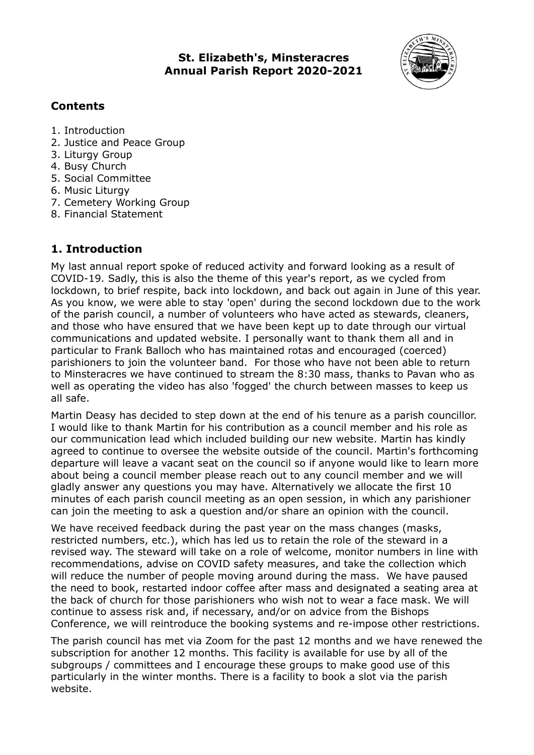# St. Elizabeth's, Minsteracres
# Annual Parish Report 2020-2021

## Contents

1. Introduction
2. Justice and Peace Group
3. Liturgy Group
4. Busy Church
5. Social Committee
6. Music Liturgy
7. Cemetery Working Group
8. Financial Statement

## 1. Introduction

My last annual report spoke of reduced activity and forward looking as a result of COVID-19. Sadly, this is also the theme of this year's report, as we cycled from lockdown, to brief respite, back into lockdown, and back out again in June of this year. As you know, we were able to stay 'open' during the second lockdown due to the work of the parish council, a number of volunteers who have acted as stewards, cleaners, and those who have ensured that we have been kept up to date through our virtual communications and updated website. I personally want to thank them all and in particular to Frank Balloch who has maintained rotas and encouraged (coerced) parishioners to join the volunteer band. For those who have not been able to return to Minsteracres we have continued to stream the 8:30 mass, thanks to Pavan who as well as operating the video has also 'fogged' the church between masses to keep us all safe.

Martin Deasy has decided to step down at the end of his tenure as a parish councillor. I would like to thank Martin for his contribution as a council member and his role as our communication lead which included building our new website. Martin has kindly agreed to continue to oversee the website outside of the council. Martin's forthcoming departure will leave a vacant seat on the council so if anyone would like to learn more about being a council member please reach out to any council member and we will gladly answer any questions you may have. Alternatively we allocate the first 10 minutes of each parish council meeting as an open session, in which any parishioner can join the meeting to ask a question and/or share an opinion with the council.

We have received feedback during the past year on the mass changes (masks, restricted numbers, etc.), which has led us to retain the role of the steward in a revised way. The steward will take on a role of welcome, monitor numbers in line with recommendations, advise on COVID safety measures, and take the collection which will reduce the number of people moving around during the mass. We have paused the need to book, restarted indoor coffee after mass and designated a seating area at the back of church for those parishioners who wish not to wear a face mask. We will continue to assess risk and, if necessary, and/or on advice from the Bishops Conference, we will reintroduce the booking systems and re-impose other restrictions.

The parish council has met via Zoom for the past 12 months and we have renewed the subscription for another 12 months. This facility is available for use by all of the subgroups / committees and I encourage these groups to make good use of this particularly in the winter months. There is a facility to book a slot via the parish website.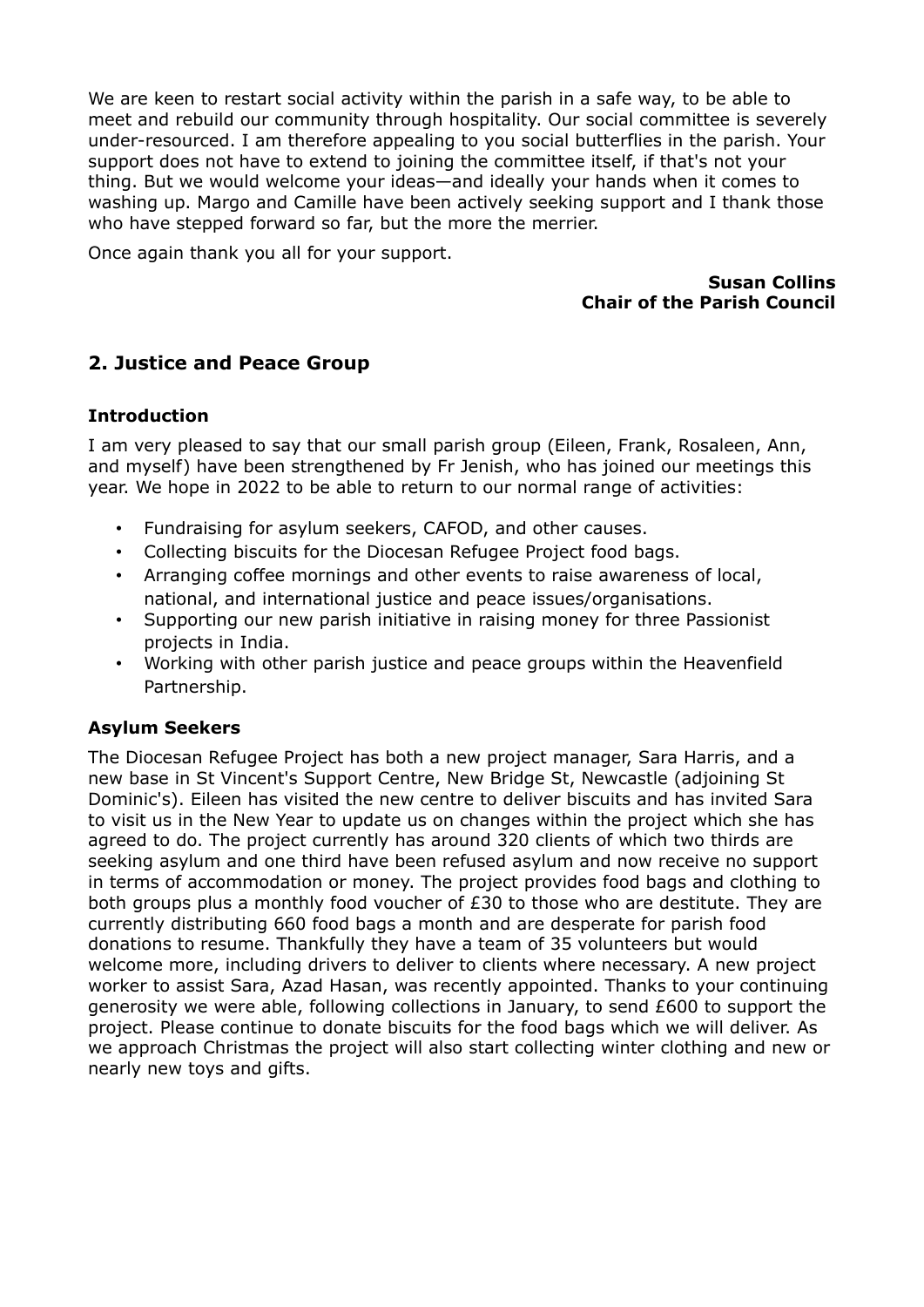We are keen to restart social activity within the parish in a safe way, to be able to meet and rebuild our community through hospitality. Our social committee is severely under-resourced. I am therefore appealing to you social butterflies in the parish. Your support does not have to extend to joining the committee itself, if that's not your thing. But we would welcome your ideas—and ideally your hands when it comes to washing up. Margo and Camille have been actively seeking support and I thank those who have stepped forward so far, but the more the merrier.

Once again thank you all for your support.

**Susan Collins**
**Chair of the Parish Council**

## 2. Justice and Peace Group

### Introduction

I am very pleased to say that our small parish group (Eileen, Frank, Rosaleen, Ann, and myself) have been strengthened by Fr Jenish, who has joined our meetings this year. We hope in 2022 to be able to return to our normal range of activities:

- Fundraising for asylum seekers, CAFOD, and other causes.
- Collecting biscuits for the Diocesan Refugee Project food bags.
- Arranging coffee mornings and other events to raise awareness of local, national, and international justice and peace issues/organisations.
- Supporting our new parish initiative in raising money for three Passionist projects in India.
- Working with other parish justice and peace groups within the Heavenfield Partnership.

### Asylum Seekers

The Diocesan Refugee Project has both a new project manager, Sara Harris, and a new base in St Vincent's Support Centre, New Bridge St, Newcastle (adjoining St Dominic's). Eileen has visited the new centre to deliver biscuits and has invited Sara to visit us in the New Year to update us on changes within the project which she has agreed to do. The project currently has around 320 clients of which two thirds are seeking asylum and one third have been refused asylum and now receive no support in terms of accommodation or money. The project provides food bags and clothing to both groups plus a monthly food voucher of £30 to those who are destitute. They are currently distributing 660 food bags a month and are desperate for parish food donations to resume. Thankfully they have a team of 35 volunteers but would welcome more, including drivers to deliver to clients where necessary. A new project worker to assist Sara, Azad Hasan, was recently appointed. Thanks to your continuing generosity we were able, following collections in January, to send £600 to support the project. Please continue to donate biscuits for the food bags which we will deliver. As we approach Christmas the project will also start collecting winter clothing and new or nearly new toys and gifts.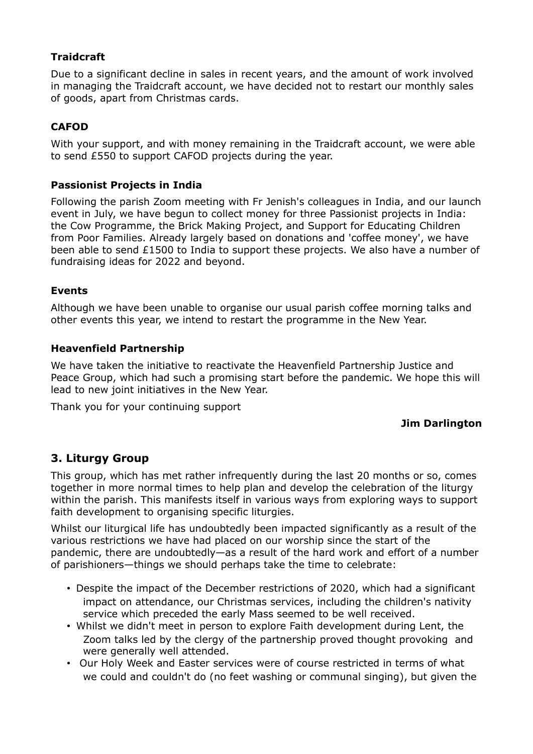### Traidcraft

Due to a significant decline in sales in recent years, and the amount of work involved in managing the Traidcraft account, we have decided not to restart our monthly sales of goods, apart from Christmas cards.

### CAFOD

With your support, and with money remaining in the Traidcraft account, we were able to send £550 to support CAFOD projects during the year.

### Passionist Projects in India

Following the parish Zoom meeting with Fr Jenish's colleagues in India, and our launch event in July, we have begun to collect money for three Passionist projects in India: the Cow Programme, the Brick Making Project, and Support for Educating Children from Poor Families. Already largely based on donations and 'coffee money', we have been able to send £1500 to India to support these projects. We also have a number of fundraising ideas for 2022 and beyond.

### Events

Although we have been unable to organise our usual parish coffee morning talks and other events this year, we intend to restart the programme in the New Year.

### Heavenfield Partnership

We have taken the initiative to reactivate the Heavenfield Partnership Justice and Peace Group, which had such a promising start before the pandemic. We hope this will lead to new joint initiatives in the New Year.

Thank you for your continuing support

**Jim Darlington**

## 3. Liturgy Group

This group, which has met rather infrequently during the last 20 months or so, comes together in more normal times to help plan and develop the celebration of the liturgy within the parish. This manifests itself in various ways from exploring ways to support faith development to organising specific liturgies.

Whilst our liturgical life has undoubtedly been impacted significantly as a result of the various restrictions we have had placed on our worship since the start of the pandemic, there are undoubtedly—as a result of the hard work and effort of a number of parishioners—things we should perhaps take the time to celebrate:

- Despite the impact of the December restrictions of 2020, which had a significant impact on attendance, our Christmas services, including the children's nativity service which preceded the early Mass seemed to be well received.
- Whilst we didn't meet in person to explore Faith development during Lent, the Zoom talks led by the clergy of the partnership proved thought provoking and were generally well attended.
- Our Holy Week and Easter services were of course restricted in terms of what we could and couldn't do (no feet washing or communal singing), but given the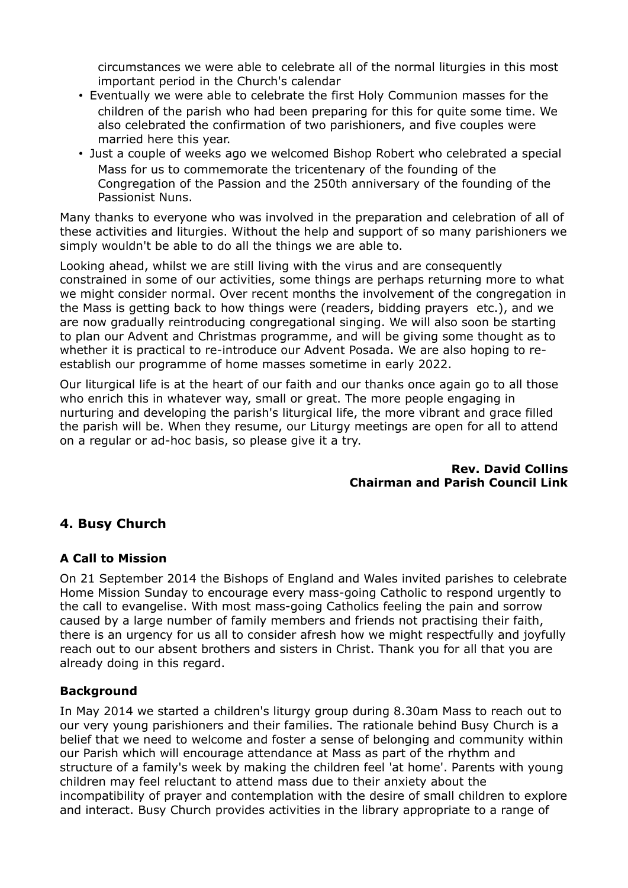circumstances we were able to celebrate all of the normal liturgies in this most important period in the Church's calendar

- Eventually we were able to celebrate the first Holy Communion masses for the children of the parish who had been preparing for this for quite some time. We also celebrated the confirmation of two parishioners, and five couples were married here this year.
- Just a couple of weeks ago we welcomed Bishop Robert who celebrated a special Mass for us to commemorate the tricentenary of the founding of the Congregation of the Passion and the 250th anniversary of the founding of the Passionist Nuns.

Many thanks to everyone who was involved in the preparation and celebration of all of these activities and liturgies. Without the help and support of so many parishioners we simply wouldn't be able to do all the things we are able to.

Looking ahead, whilst we are still living with the virus and are consequently constrained in some of our activities, some things are perhaps returning more to what we might consider normal. Over recent months the involvement of the congregation in the Mass is getting back to how things were (readers, bidding prayers etc.), and we are now gradually reintroducing congregational singing. We will also soon be starting to plan our Advent and Christmas programme, and will be giving some thought as to whether it is practical to re-introduce our Advent Posada. We are also hoping to re-establish our programme of home masses sometime in early 2022.

Our liturgical life is at the heart of our faith and our thanks once again go to all those who enrich this in whatever way, small or great. The more people engaging in nurturing and developing the parish's liturgical life, the more vibrant and grace filled the parish will be. When they resume, our Liturgy meetings are open for all to attend on a regular or ad-hoc basis, so please give it a try.

**Rev. David Collins**
**Chairman and Parish Council Link**

## 4. Busy Church

### A Call to Mission

On 21 September 2014 the Bishops of England and Wales invited parishes to celebrate Home Mission Sunday to encourage every mass-going Catholic to respond urgently to the call to evangelise. With most mass-going Catholics feeling the pain and sorrow caused by a large number of family members and friends not practising their faith, there is an urgency for us all to consider afresh how we might respectfully and joyfully reach out to our absent brothers and sisters in Christ. Thank you for all that you are already doing in this regard.

### Background

In May 2014 we started a children's liturgy group during 8.30am Mass to reach out to our very young parishioners and their families. The rationale behind Busy Church is a belief that we need to welcome and foster a sense of belonging and community within our Parish which will encourage attendance at Mass as part of the rhythm and structure of a family's week by making the children feel 'at home'. Parents with young children may feel reluctant to attend mass due to their anxiety about the incompatibility of prayer and contemplation with the desire of small children to explore and interact. Busy Church provides activities in the library appropriate to a range of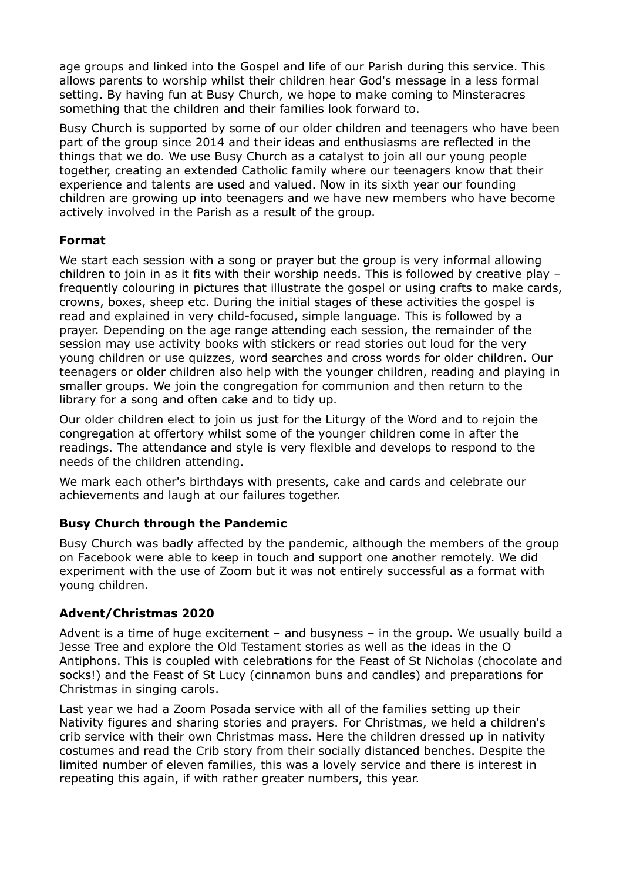age groups and linked into the Gospel and life of our Parish during this service. This allows parents to worship whilst their children hear God's message in a less formal setting. By having fun at Busy Church, we hope to make coming to Minsteracres something that the children and their families look forward to.

Busy Church is supported by some of our older children and teenagers who have been part of the group since 2014 and their ideas and enthusiasms are reflected in the things that we do. We use Busy Church as a catalyst to join all our young people together, creating an extended Catholic family where our teenagers know that their experience and talents are used and valued. Now in its sixth year our founding children are growing up into teenagers and we have new members who have become actively involved in the Parish as a result of the group.

### Format

We start each session with a song or prayer but the group is very informal allowing children to join in as it fits with their worship needs. This is followed by creative play – frequently colouring in pictures that illustrate the gospel or using crafts to make cards, crowns, boxes, sheep etc. During the initial stages of these activities the gospel is read and explained in very child-focused, simple language. This is followed by a prayer. Depending on the age range attending each session, the remainder of the session may use activity books with stickers or read stories out loud for the very young children or use quizzes, word searches and cross words for older children. Our teenagers or older children also help with the younger children, reading and playing in smaller groups. We join the congregation for communion and then return to the library for a song and often cake and to tidy up.

Our older children elect to join us just for the Liturgy of the Word and to rejoin the congregation at offertory whilst some of the younger children come in after the readings. The attendance and style is very flexible and develops to respond to the needs of the children attending.

We mark each other's birthdays with presents, cake and cards and celebrate our achievements and laugh at our failures together.

### Busy Church through the Pandemic

Busy Church was badly affected by the pandemic, although the members of the group on Facebook were able to keep in touch and support one another remotely. We did experiment with the use of Zoom but it was not entirely successful as a format with young children.

### Advent/Christmas 2020

Advent is a time of huge excitement – and busyness – in the group. We usually build a Jesse Tree and explore the Old Testament stories as well as the ideas in the O Antiphons. This is coupled with celebrations for the Feast of St Nicholas (chocolate and socks!) and the Feast of St Lucy (cinnamon buns and candles) and preparations for Christmas in singing carols.

Last year we had a Zoom Posada service with all of the families setting up their Nativity figures and sharing stories and prayers. For Christmas, we held a children's crib service with their own Christmas mass. Here the children dressed up in nativity costumes and read the Crib story from their socially distanced benches. Despite the limited number of eleven families, this was a lovely service and there is interest in repeating this again, if with rather greater numbers, this year.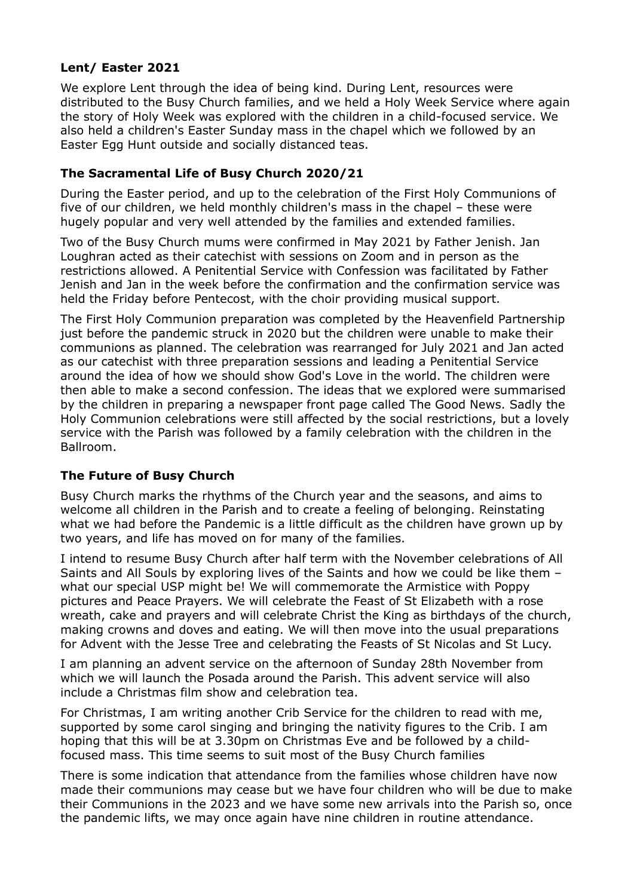### Lent/ Easter 2021

We explore Lent through the idea of being kind. During Lent, resources were distributed to the Busy Church families, and we held a Holy Week Service where again the story of Holy Week was explored with the children in a child-focused service. We also held a children's Easter Sunday mass in the chapel which we followed by an Easter Egg Hunt outside and socially distanced teas.

### The Sacramental Life of Busy Church 2020/21

During the Easter period, and up to the celebration of the First Holy Communions of five of our children, we held monthly children's mass in the chapel – these were hugely popular and very well attended by the families and extended families.

Two of the Busy Church mums were confirmed in May 2021 by Father Jenish. Jan Loughran acted as their catechist with sessions on Zoom and in person as the restrictions allowed. A Penitential Service with Confession was facilitated by Father Jenish and Jan in the week before the confirmation and the confirmation service was held the Friday before Pentecost, with the choir providing musical support.

The First Holy Communion preparation was completed by the Heavenfield Partnership just before the pandemic struck in 2020 but the children were unable to make their communions as planned. The celebration was rearranged for July 2021 and Jan acted as our catechist with three preparation sessions and leading a Penitential Service around the idea of how we should show God's Love in the world. The children were then able to make a second confession. The ideas that we explored were summarised by the children in preparing a newspaper front page called The Good News. Sadly the Holy Communion celebrations were still affected by the social restrictions, but a lovely service with the Parish was followed by a family celebration with the children in the Ballroom.

### The Future of Busy Church

Busy Church marks the rhythms of the Church year and the seasons, and aims to welcome all children in the Parish and to create a feeling of belonging. Reinstating what we had before the Pandemic is a little difficult as the children have grown up by two years, and life has moved on for many of the families.

I intend to resume Busy Church after half term with the November celebrations of All Saints and All Souls by exploring lives of the Saints and how we could be like them – what our special USP might be! We will commemorate the Armistice with Poppy pictures and Peace Prayers. We will celebrate the Feast of St Elizabeth with a rose wreath, cake and prayers and will celebrate Christ the King as birthdays of the church, making crowns and doves and eating. We will then move into the usual preparations for Advent with the Jesse Tree and celebrating the Feasts of St Nicolas and St Lucy.

I am planning an advent service on the afternoon of Sunday 28th November from which we will launch the Posada around the Parish. This advent service will also include a Christmas film show and celebration tea.

For Christmas, I am writing another Crib Service for the children to read with me, supported by some carol singing and bringing the nativity figures to the Crib. I am hoping that this will be at 3.30pm on Christmas Eve and be followed by a child-focused mass. This time seems to suit most of the Busy Church families

There is some indication that attendance from the families whose children have now made their communions may cease but we have four children who will be due to make their Communions in the 2023 and we have some new arrivals into the Parish so, once the pandemic lifts, we may once again have nine children in routine attendance.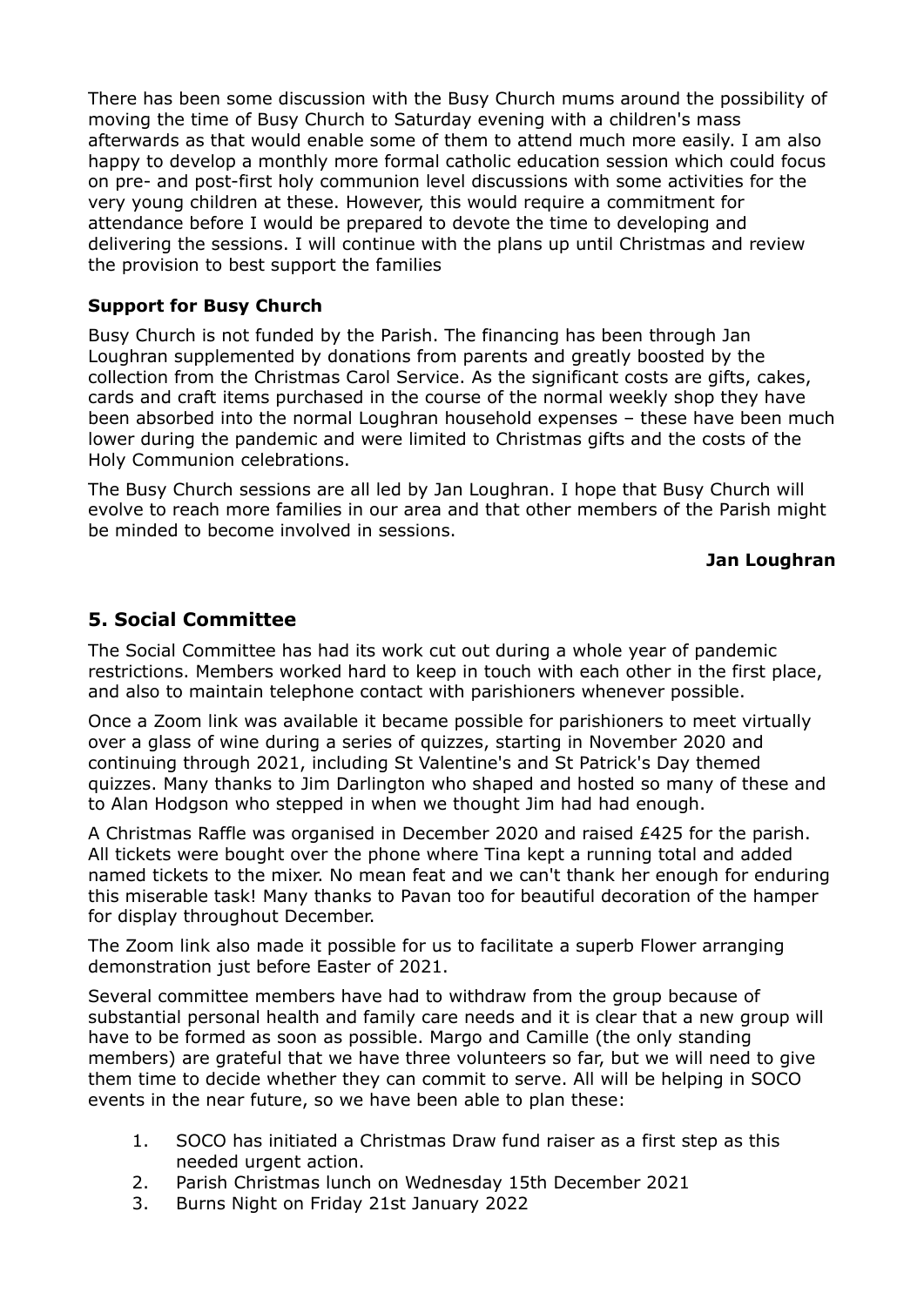There has been some discussion with the Busy Church mums around the possibility of moving the time of Busy Church to Saturday evening with a children's mass afterwards as that would enable some of them to attend much more easily. I am also happy to develop a monthly more formal catholic education session which could focus on pre- and post-first holy communion level discussions with some activities for the very young children at these. However, this would require a commitment for attendance before I would be prepared to devote the time to developing and delivering the sessions. I will continue with the plans up until Christmas and review the provision to best support the families

**Support for Busy Church**

Busy Church is not funded by the Parish. The financing has been through Jan Loughran supplemented by donations from parents and greatly boosted by the collection from the Christmas Carol Service. As the significant costs are gifts, cakes, cards and craft items purchased in the course of the normal weekly shop they have been absorbed into the normal Loughran household expenses – these have been much lower during the pandemic and were limited to Christmas gifts and the costs of the Holy Communion celebrations.

The Busy Church sessions are all led by Jan Loughran. I hope that Busy Church will evolve to reach more families in our area and that other members of the Parish might be minded to become involved in sessions.

**Jan Loughran**

## 5. Social Committee

The Social Committee has had its work cut out during a whole year of pandemic restrictions. Members worked hard to keep in touch with each other in the first place, and also to maintain telephone contact with parishioners whenever possible.

Once a Zoom link was available it became possible for parishioners to meet virtually over a glass of wine during a series of quizzes, starting in November 2020 and continuing through 2021, including St Valentine's and St Patrick's Day themed quizzes. Many thanks to Jim Darlington who shaped and hosted so many of these and to Alan Hodgson who stepped in when we thought Jim had had enough.

A Christmas Raffle was organised in December 2020 and raised £425 for the parish. All tickets were bought over the phone where Tina kept a running total and added named tickets to the mixer. No mean feat and we can't thank her enough for enduring this miserable task! Many thanks to Pavan too for beautiful decoration of the hamper for display throughout December.

The Zoom link also made it possible for us to facilitate a superb Flower arranging demonstration just before Easter of 2021.

Several committee members have had to withdraw from the group because of substantial personal health and family care needs and it is clear that a new group will have to be formed as soon as possible. Margo and Camille (the only standing members) are grateful that we have three volunteers so far, but we will need to give them time to decide whether they can commit to serve. All will be helping in SOCO events in the near future, so we have been able to plan these:

1. SOCO has initiated a Christmas Draw fund raiser as a first step as this needed urgent action.
2. Parish Christmas lunch on Wednesday 15th December 2021
3. Burns Night on Friday 21st January 2022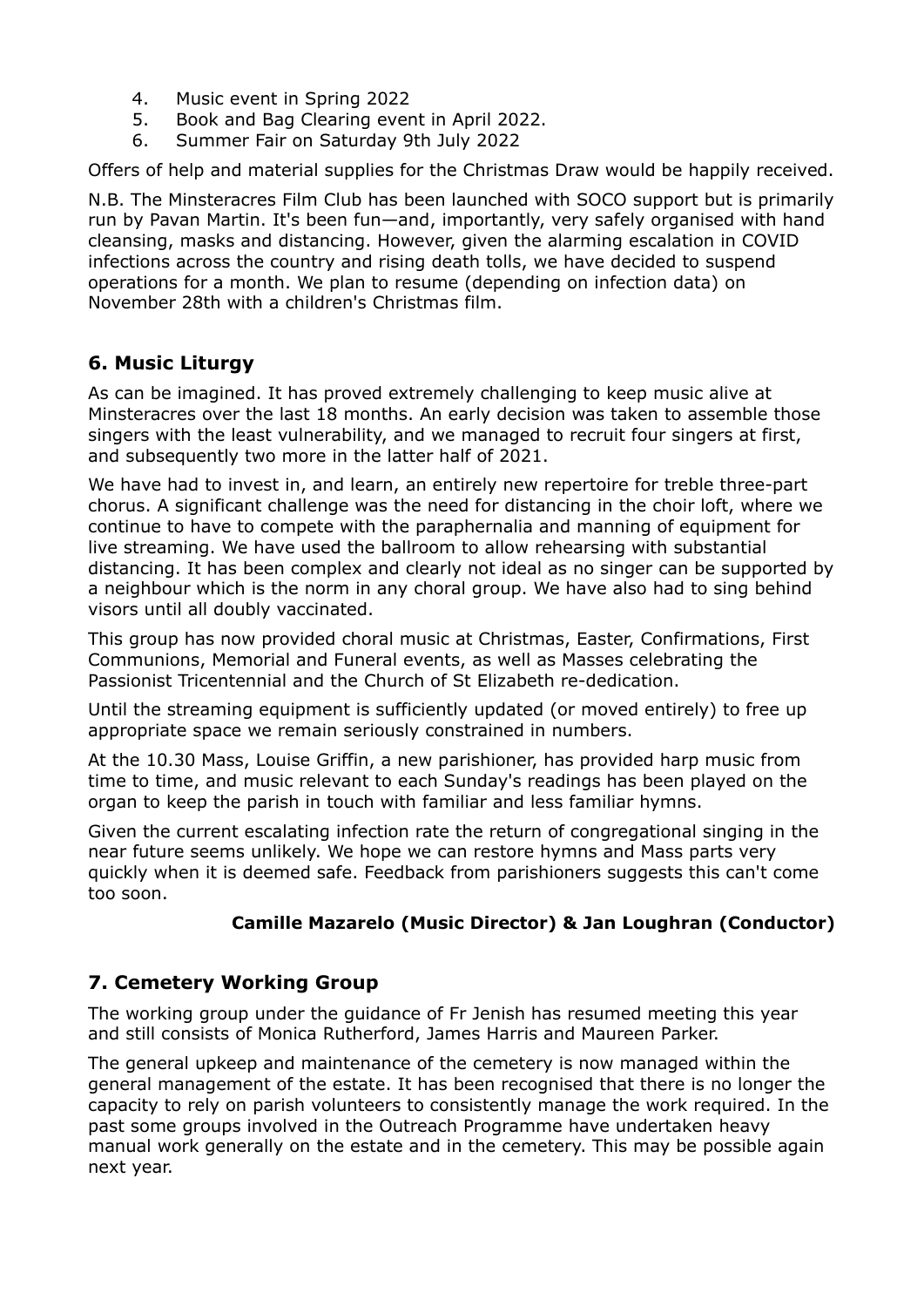4. Music event in Spring 2022
5. Book and Bag Clearing event in April 2022.
6. Summer Fair on Saturday 9th July 2022

Offers of help and material supplies for the Christmas Draw would be happily received.

N.B. The Minsteracres Film Club has been launched with SOCO support but is primarily run by Pavan Martin. It's been fun—and, importantly, very safely organised with hand cleansing, masks and distancing. However, given the alarming escalation in COVID infections across the country and rising death tolls, we have decided to suspend operations for a month. We plan to resume (depending on infection data) on November 28th with a children's Christmas film.

## 6. Music Liturgy

As can be imagined. It has proved extremely challenging to keep music alive at Minsteracres over the last 18 months. An early decision was taken to assemble those singers with the least vulnerability, and we managed to recruit four singers at first, and subsequently two more in the latter half of 2021.

We have had to invest in, and learn, an entirely new repertoire for treble three-part chorus. A significant challenge was the need for distancing in the choir loft, where we continue to have to compete with the paraphernalia and manning of equipment for live streaming. We have used the ballroom to allow rehearsing with substantial distancing. It has been complex and clearly not ideal as no singer can be supported by a neighbour which is the norm in any choral group. We have also had to sing behind visors until all doubly vaccinated.

This group has now provided choral music at Christmas, Easter, Confirmations, First Communions, Memorial and Funeral events, as well as Masses celebrating the Passionist Tricentennial and the Church of St Elizabeth re-dedication.

Until the streaming equipment is sufficiently updated (or moved entirely) to free up appropriate space we remain seriously constrained in numbers.

At the 10.30 Mass, Louise Griffin, a new parishioner, has provided harp music from time to time, and music relevant to each Sunday's readings has been played on the organ to keep the parish in touch with familiar and less familiar hymns.

Given the current escalating infection rate the return of congregational singing in the near future seems unlikely. We hope we can restore hymns and Mass parts very quickly when it is deemed safe. Feedback from parishioners suggests this can't come too soon.

**Camille Mazarelo (Music Director) & Jan Loughran (Conductor)**

## 7. Cemetery Working Group

The working group under the guidance of Fr Jenish has resumed meeting this year and still consists of Monica Rutherford, James Harris and Maureen Parker.

The general upkeep and maintenance of the cemetery is now managed within the general management of the estate. It has been recognised that there is no longer the capacity to rely on parish volunteers to consistently manage the work required. In the past some groups involved in the Outreach Programme have undertaken heavy manual work generally on the estate and in the cemetery. This may be possible again next year.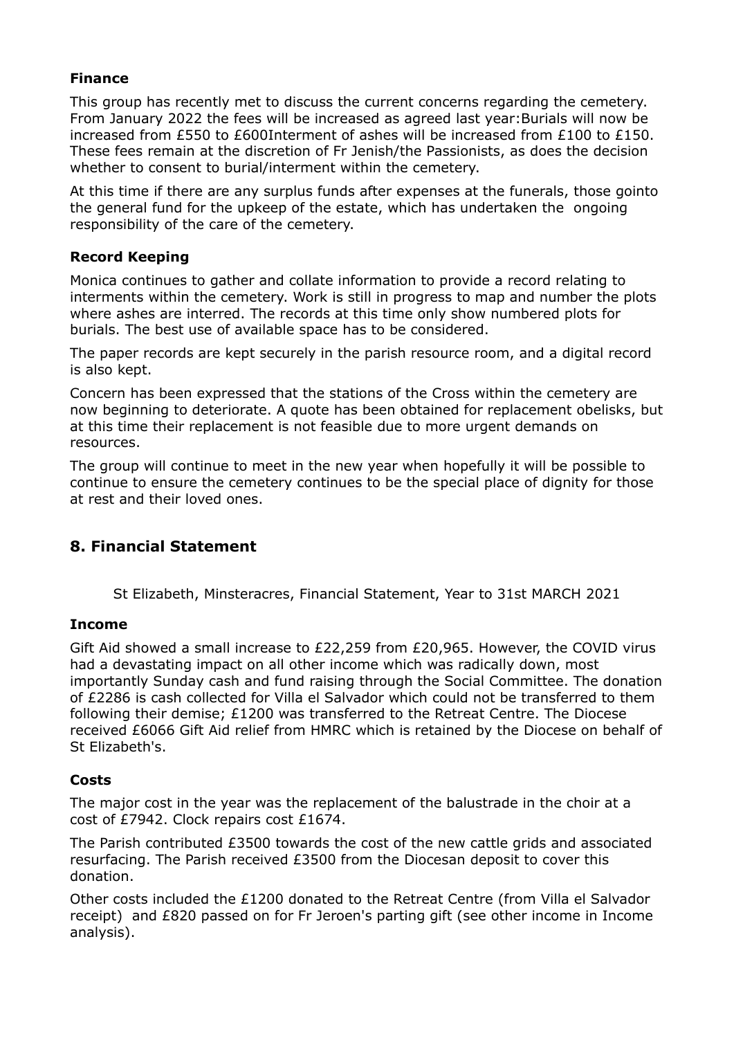### Finance

This group has recently met to discuss the current concerns regarding the cemetery. From January 2022 the fees will be increased as agreed last year:Burials will now be increased from £550 to £600Interment of ashes will be increased from £100 to £150. These fees remain at the discretion of Fr Jenish/the Passionists, as does the decision whether to consent to burial/interment within the cemetery.

At this time if there are any surplus funds after expenses at the funerals, those gointo the general fund for the upkeep of the estate, which has undertaken the ongoing responsibility of the care of the cemetery.

### Record Keeping

Monica continues to gather and collate information to provide a record relating to interments within the cemetery. Work is still in progress to map and number the plots where ashes are interred. The records at this time only show numbered plots for burials. The best use of available space has to be considered.

The paper records are kept securely in the parish resource room, and a digital record is also kept.

Concern has been expressed that the stations of the Cross within the cemetery are now beginning to deteriorate. A quote has been obtained for replacement obelisks, but at this time their replacement is not feasible due to more urgent demands on resources.

The group will continue to meet in the new year when hopefully it will be possible to continue to ensure the cemetery continues to be the special place of dignity for those at rest and their loved ones.

## 8. Financial Statement

St Elizabeth, Minsteracres, Financial Statement, Year to 31st MARCH 2021

### Income

Gift Aid showed a small increase to £22,259 from £20,965. However, the COVID virus had a devastating impact on all other income which was radically down, most importantly Sunday cash and fund raising through the Social Committee. The donation of £2286 is cash collected for Villa el Salvador which could not be transferred to them following their demise; £1200 was transferred to the Retreat Centre. The Diocese received £6066 Gift Aid relief from HMRC which is retained by the Diocese on behalf of St Elizabeth's.

### Costs

The major cost in the year was the replacement of the balustrade in the choir at a cost of £7942. Clock repairs cost £1674.

The Parish contributed £3500 towards the cost of the new cattle grids and associated resurfacing. The Parish received £3500 from the Diocesan deposit to cover this donation.

Other costs included the £1200 donated to the Retreat Centre (from Villa el Salvador receipt) and £820 passed on for Fr Jeroen's parting gift (see other income in Income analysis).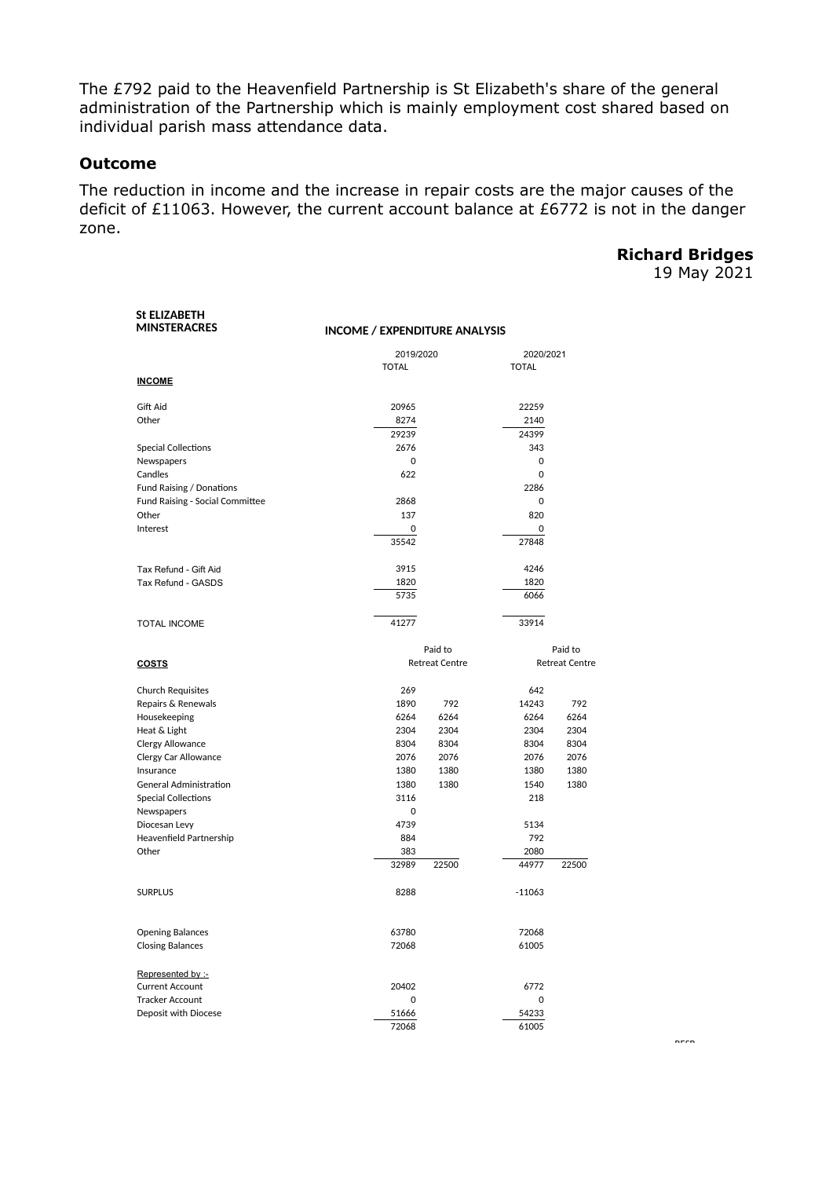The £792 paid to the Heavenfield Partnership is St Elizabeth's share of the general administration of the Partnership which is mainly employment cost shared based on individual parish mass attendance data.

### Outcome

The reduction in income and the increase in repair costs are the major causes of the deficit of £11063. However, the current account balance at £6772 is not in the danger zone.

**Richard Bridges**
19 May 2021

**St ELIZABETH MINSTERACRES** — **INCOME / EXPENDITURE ANALYSIS**

| | 2019/2020 TOTAL | | 2020/2021 TOTAL | |
|---|---|---|---|---|
| **INCOME** | | | | |
| Gift Aid | 20965 | | 22259 | |
| Other | 8274 | | 2140 | |
| | 29239 | | 24399 | |
| Special Collections | 2676 | | 343 | |
| Newspapers | 0 | | 0 | |
| Candles | 622 | | 0 | |
| Fund Raising / Donations | | | 2286 | |
| Fund Raising - Social Committee | 2868 | | 0 | |
| Other | 137 | | 820 | |
| Interest | 0 | | 0 | |
| | 35542 | | 27848 | |
| Tax Refund - Gift Aid | 3915 | | 4246 | |
| Tax Refund - GASDS | 1820 | | 1820 | |
| | 5735 | | 6066 | |
| TOTAL INCOME | 41277 | | 33914 | |
| **COSTS** | | Paid to Retreat Centre | | Paid to Retreat Centre |
| Church Requisites | 269 | | 642 | |
| Repairs & Renewals | 1890 | 792 | 14243 | 792 |
| Housekeeping | 6264 | 6264 | 6264 | 6264 |
| Heat & Light | 2304 | 2304 | 2304 | 2304 |
| Clergy Allowance | 8304 | 8304 | 8304 | 8304 |
| Clergy Car Allowance | 2076 | 2076 | 2076 | 2076 |
| Insurance | 1380 | 1380 | 1380 | 1380 |
| General Administration | 1380 | 1380 | 1540 | 1380 |
| Special Collections | 3116 | | 218 | |
| Newspapers | 0 | | | |
| Diocesan Levy | 4739 | | 5134 | |
| Heavenfield Partnership | 884 | | 792 | |
| Other | 383 | | 2080 | |
| | 32989 | 22500 | 44977 | 22500 |
| SURPLUS | 8288 | | -11063 | |
| Opening Balances | 63780 | | 72068 | |
| Closing Balances | 72068 | | 61005 | |
| Represented by :- | | | | |
| Current Account | 20402 | | 6772 | |
| Tracker Account | 0 | | 0 | |
| Deposit with Diocese | 51666 | | 54233 | |
| | 72068 | | 61005 | |